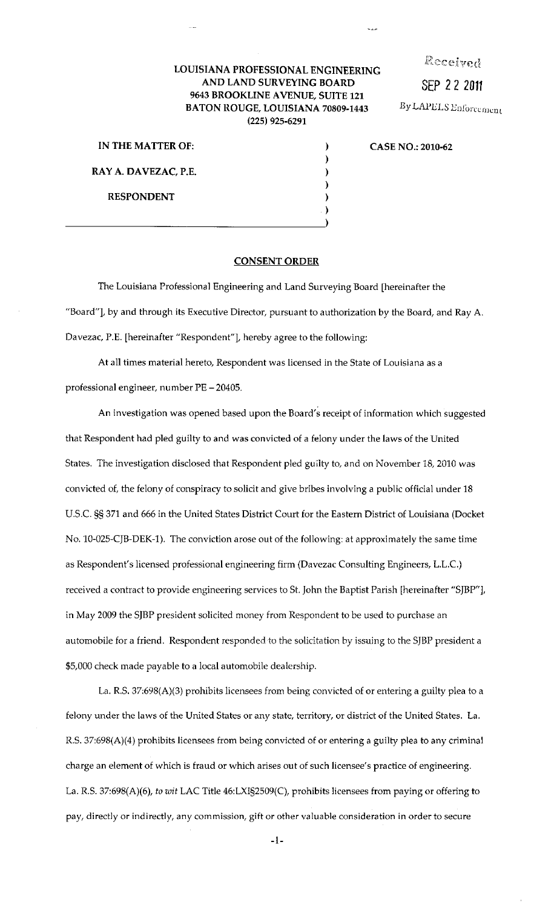**LOUISIANA PROFESSIONAL ENGINEERING AND LAND SURVEYING BOARD**
**9643 BROOKLINE AVENUE, SUITE 121**
**BATON ROUGE, LOUISIANA 70809-1443**
**(225) 925-6291**

Received
SEP 22 2011
By LAPELS Enforcement

**IN THE MATTER OF:**

**RAY A. DAVEZAC, P.E.**

**RESPONDENT**

**CASE NO.: 2010-62**

**CONSENT ORDER**

The Louisiana Professional Engineering and Land Surveying Board [hereinafter the "Board"], by and through its Executive Director, pursuant to authorization by the Board, and Ray A. Davezac, P.E. [hereinafter "Respondent"], hereby agree to the following:

At all times material hereto, Respondent was licensed in the State of Louisiana as a professional engineer, number PE – 20405.

An investigation was opened based upon the Board's receipt of information which suggested that Respondent had pled guilty to and was convicted of a felony under the laws of the United States. The investigation disclosed that Respondent pled guilty to, and on November 18, 2010 was convicted of, the felony of conspiracy to solicit and give bribes involving a public official under 18 U.S.C. §§ 371 and 666 in the United States District Court for the Eastern District of Louisiana (Docket No. 10-025-CJB-DEK-1). The conviction arose out of the following: at approximately the same time as Respondent's licensed professional engineering firm (Davezac Consulting Engineers, L.L.C.) received a contract to provide engineering services to St. John the Baptist Parish [hereinafter "SJBP"], in May 2009 the SJBP president solicited money from Respondent to be used to purchase an automobile for a friend. Respondent responded to the solicitation by issuing to the SJBP president a $5,000 check made payable to a local automobile dealership.

La. R.S. 37:698(A)(3) prohibits licensees from being convicted of or entering a guilty plea to a felony under the laws of the United States or any state, territory, or district of the United States. La. R.S. 37:698(A)(4) prohibits licensees from being convicted of or entering a guilty plea to any criminal charge an element of which is fraud or which arises out of such licensee's practice of engineering. La. R.S. 37:698(A)(6), *to wit* LAC Title 46:LXI§2509(C), prohibits licensees from paying or offering to pay, directly or indirectly, any commission, gift or other valuable consideration in order to secure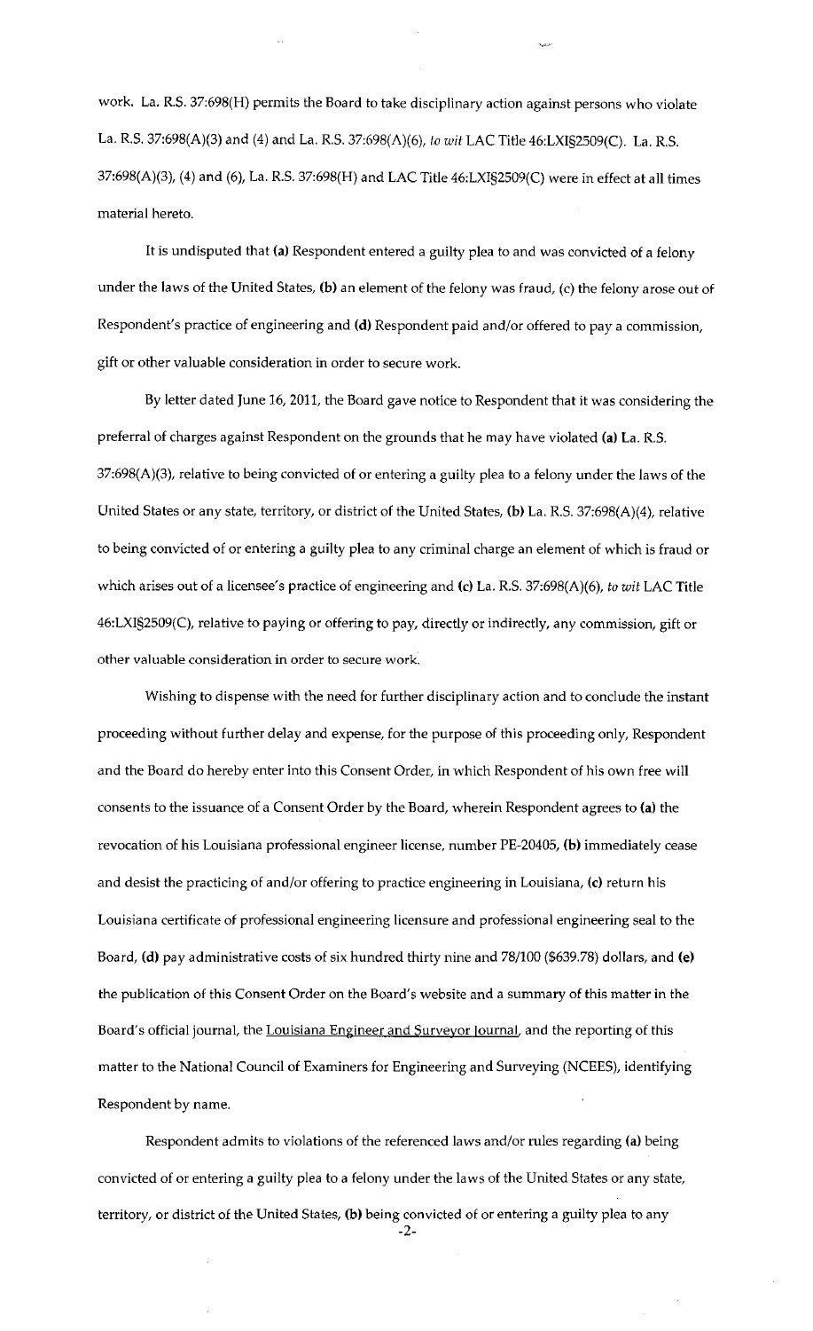work. La. R.S. 37:698(H) permits the Board to take disciplinary action against persons who violate La. R.S. 37:698(A)(3) and (4) and La. R.S. 37:698(A)(6), *to wit* LAC Title 46:LXI§2509(C). La. R.S. 37:698(A)(3), (4) and (6), La. R.S. 37:698(H) and LAC Title 46:LXI§2509(C) were in effect at all times material hereto.

It is undisputed that **(a)** Respondent entered a guilty plea to and was convicted of a felony under the laws of the United States, **(b)** an element of the felony was fraud, (c) the felony arose out of Respondent's practice of engineering and **(d)** Respondent paid and/or offered to pay a commission, gift or other valuable consideration in order to secure work.

By letter dated June 16, 2011, the Board gave notice to Respondent that it was considering the preferral of charges against Respondent on the grounds that he may have violated **(a)** La. R.S. 37:698(A)(3), relative to being convicted of or entering a guilty plea to a felony under the laws of the United States or any state, territory, or district of the United States, **(b)** La. R.S. 37:698(A)(4), relative to being convicted of or entering a guilty plea to any criminal charge an element of which is fraud or which arises out of a licensee's practice of engineering and **(c)** La. R.S. 37:698(A)(6), *to wit* LAC Title 46:LXI§2509(C), relative to paying or offering to pay, directly or indirectly, any commission, gift or other valuable consideration in order to secure work.

Wishing to dispense with the need for further disciplinary action and to conclude the instant proceeding without further delay and expense, for the purpose of this proceeding only, Respondent and the Board do hereby enter into this Consent Order, in which Respondent of his own free will consents to the issuance of a Consent Order by the Board, wherein Respondent agrees to **(a)** the revocation of his Louisiana professional engineer license, number PE-20405, **(b)** immediately cease and desist the practicing of and/or offering to practice engineering in Louisiana, **(c)** return his Louisiana certificate of professional engineering licensure and professional engineering seal to the Board, **(d)** pay administrative costs of six hundred thirty nine and 78/100 ($639.78) dollars, and **(e)** the publication of this Consent Order on the Board's website and a summary of this matter in the Board's official journal, the Louisiana Engineer and Surveyor Journal, and the reporting of this matter to the National Council of Examiners for Engineering and Surveying (NCEES), identifying Respondent by name.

Respondent admits to violations of the referenced laws and/or rules regarding **(a)** being convicted of or entering a guilty plea to a felony under the laws of the United States or any state, territory, or district of the United States, **(b)** being convicted of or entering a guilty plea to any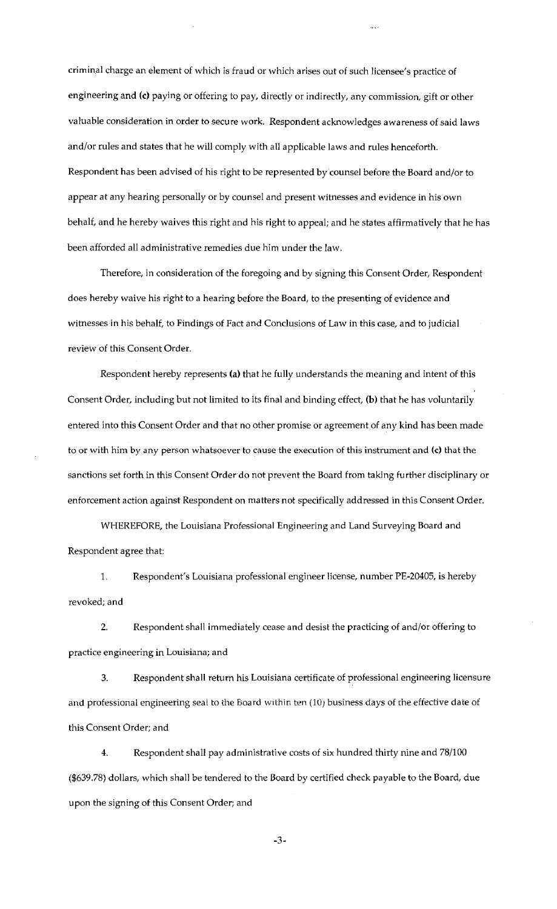criminal charge an element of which is fraud or which arises out of such licensee's practice of engineering and **(c)** paying or offering to pay, directly or indirectly, any commission, gift or other valuable consideration in order to secure work. Respondent acknowledges awareness of said laws and/or rules and states that he will comply with all applicable laws and rules henceforth. Respondent has been advised of his right to be represented by counsel before the Board and/or to appear at any hearing personally or by counsel and present witnesses and evidence in his own behalf, and he hereby waives this right and his right to appeal; and he states affirmatively that he has been afforded all administrative remedies due him under the law.

Therefore, in consideration of the foregoing and by signing this Consent Order, Respondent does hereby waive his right to a hearing before the Board, to the presenting of evidence and witnesses in his behalf, to Findings of Fact and Conclusions of Law in this case, and to judicial review of this Consent Order.

Respondent hereby represents **(a)** that he fully understands the meaning and intent of this Consent Order, including but not limited to its final and binding effect, **(b)** that he has voluntarily entered into this Consent Order and that no other promise or agreement of any kind has been made to or with him by any person whatsoever to cause the execution of this instrument and **(c)** that the sanctions set forth in this Consent Order do not prevent the Board from taking further disciplinary or enforcement action against Respondent on matters not specifically addressed in this Consent Order.

WHEREFORE, the Louisiana Professional Engineering and Land Surveying Board and Respondent agree that:

1. Respondent's Louisiana professional engineer license, number PE-20405, is hereby revoked; and

2. Respondent shall immediately cease and desist the practicing of and/or offering to practice engineering in Louisiana; and

3. Respondent shall return his Louisiana certificate of professional engineering licensure and professional engineering seal to the Board within ten (10) business days of the effective date of this Consent Order; and

4. Respondent shall pay administrative costs of six hundred thirty nine and 78/100 ($639.78) dollars, which shall be tendered to the Board by certified check payable to the Board, due upon the signing of this Consent Order; and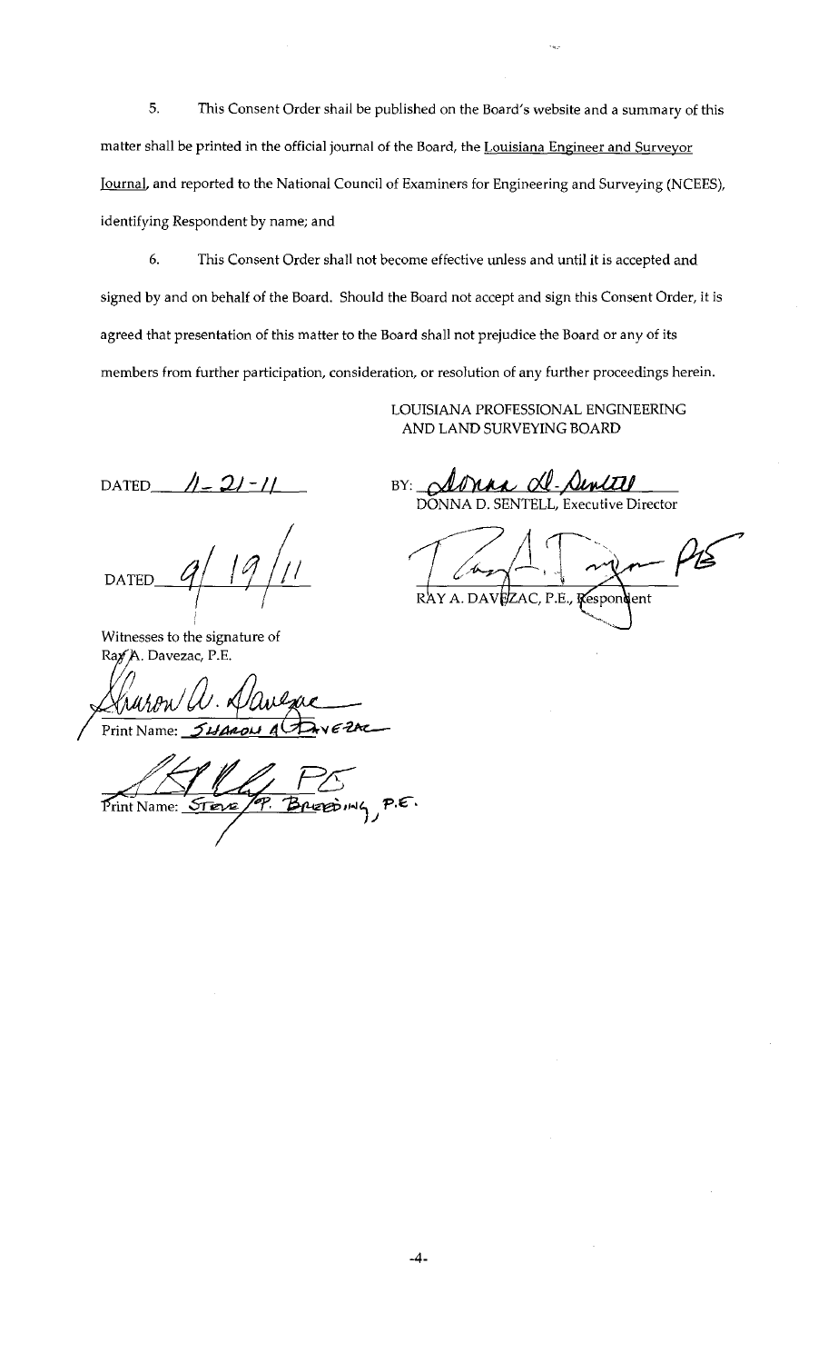5. This Consent Order shall be published on the Board's website and a summary of this matter shall be printed in the official journal of the Board, the Louisiana Engineer and Surveyor Journal, and reported to the National Council of Examiners for Engineering and Surveying (NCEES), identifying Respondent by name; and

6. This Consent Order shall not become effective unless and until it is accepted and signed by and on behalf of the Board. Should the Board not accept and sign this Consent Order, it is agreed that presentation of this matter to the Board shall not prejudice the Board or any of its members from further participation, consideration, or resolution of any further proceedings herein.

LOUISIANA PROFESSIONAL ENGINEERING AND LAND SURVEYING BOARD

DATED 11-21-11

BY: Donna D. Sentell
DONNA D. SENTELL, Executive Director

DATED 9/19/11

RAY A. DAVEZAC, P.E., Respondent

Witnesses to the signature of Ray A. Davezac, P.E.

Print Name: SHARON A. DAVEZAC

Print Name: STEVE P. BREEDING, P.E.